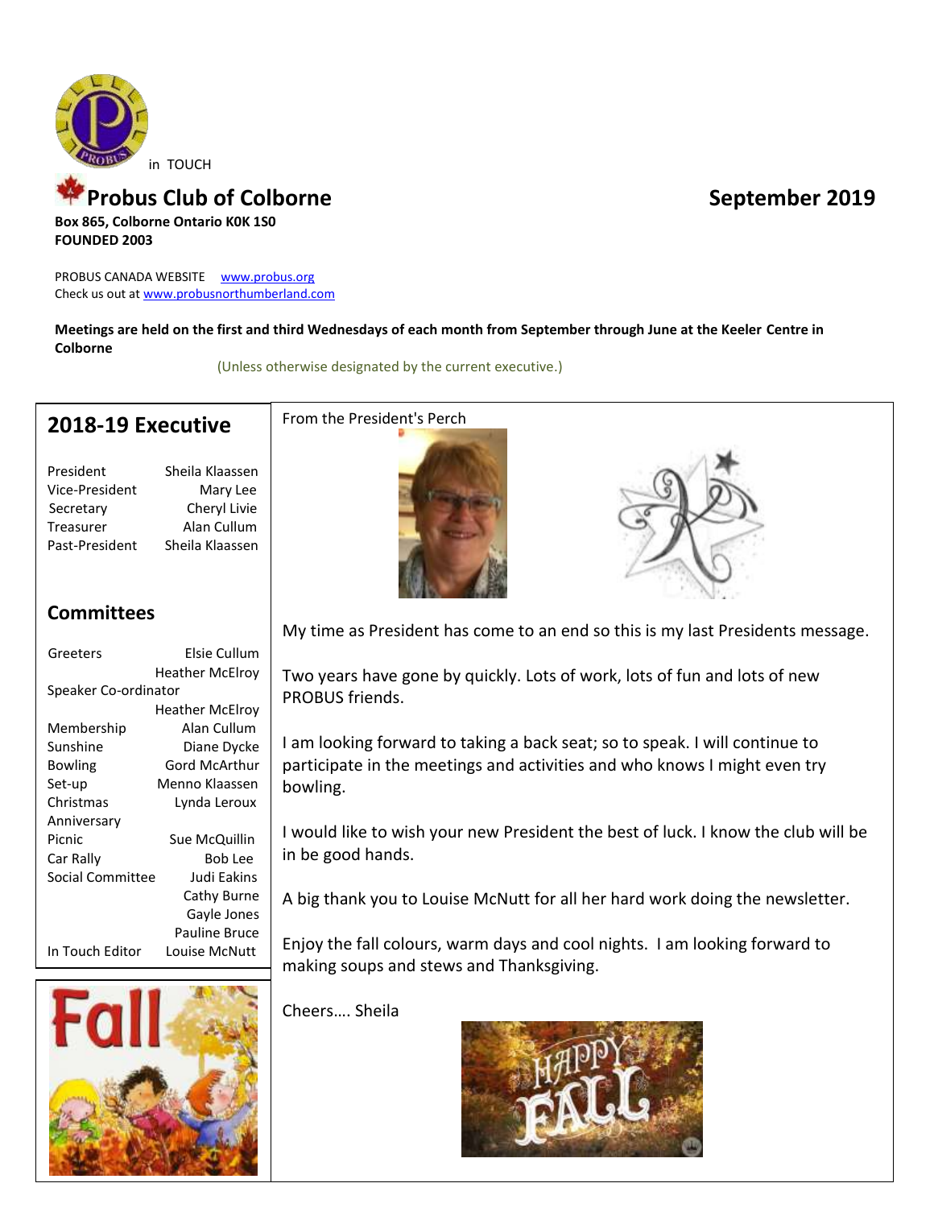in TOUCH

# Probus Club of Colborne

**September 2019**

**Box 865, Colborne Ontario K0K 1S0**
**FOUNDED 2003**

PROBUS CANADA WEBSITE www.probus.org
Check us out at www.probusnorthumberland.com

**Meetings are held on the first and third Wednesdays of each month from September through June at the Keeler Centre in Colborne**

(Unless otherwise designated by the current executive.)

## 2018-19 Executive

| | |
|---|---|
| President | Sheila Klaassen |
| Vice-President | Mary Lee |
| Secretary | Cheryl Livie |
| Treasurer | Alan Cullum |
| Past-President | Sheila Klaassen |

## Committees

| | |
|---|---|
| Greeters | Elsie Cullum |
| | Heather McElroy |
| Speaker Co-ordinator | Heather McElroy |
| Membership | Alan Cullum |
| Sunshine | Diane Dycke |
| Bowling | Gord McArthur |
| Set-up | Menno Klaassen |
| Christmas | Lynda Leroux |
| Anniversary | |
| Picnic | Sue McQuillin |
| Car Rally | Bob Lee |
| Social Committee | Judi Eakins |
| | Cathy Burne |
| | Gayle Jones |
| | Pauline Bruce |
| In Touch Editor | Louise McNutt |

From the President's Perch

My time as President has come to an end so this is my last Presidents message.

Two years have gone by quickly. Lots of work, lots of fun and lots of new PROBUS friends.

I am looking forward to taking a back seat; so to speak. I will continue to participate in the meetings and activities and who knows I might even try bowling.

I would like to wish your new President the best of luck. I know the club will be in be good hands.

A big thank you to Louise McNutt for all her hard work doing the newsletter.

Enjoy the fall colours, warm days and cool nights. I am looking forward to making soups and stews and Thanksgiving.

Cheers…. Sheila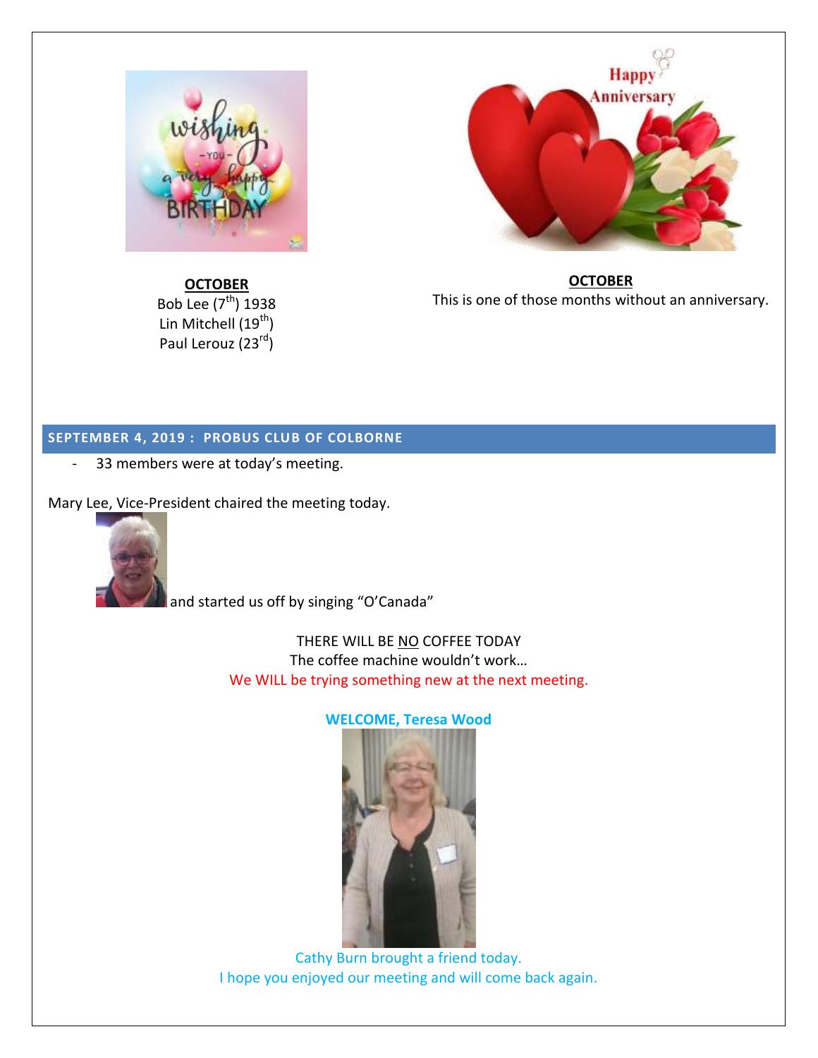**OCTOBER**

Bob Lee (7th) 1938
Lin Mitchell (19th)
Paul Lerouz (23rd)

**OCTOBER**

This is one of those months without an anniversary.

## SEPTEMBER 4, 2019 : PROBUS CLUB OF COLBORNE

- 33 members were at today's meeting.

Mary Lee, Vice-President chaired the meeting today.

and started us off by singing "O'Canada"

THERE WILL BE NO COFFEE TODAY
The coffee machine wouldn't work…
We WILL be trying something new at the next meeting.

**WELCOME, Teresa Wood**

Cathy Burn brought a friend today.
I hope you enjoyed our meeting and will come back again.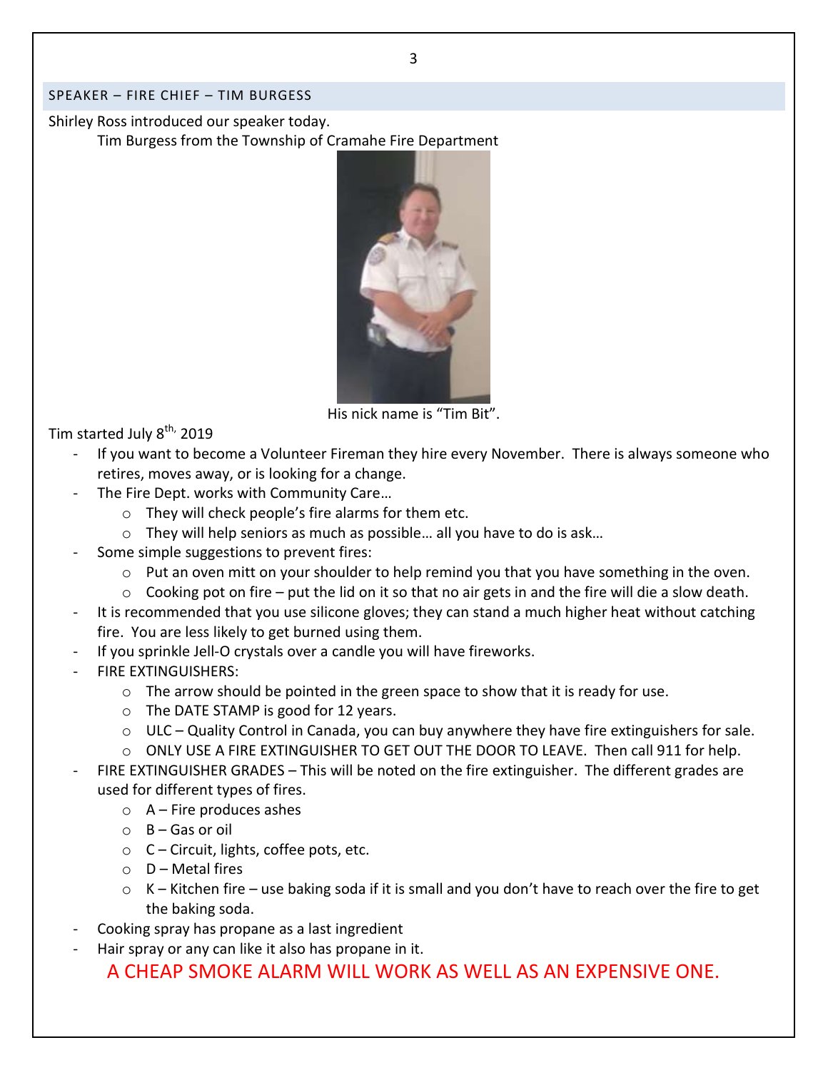## SPEAKER – FIRE CHIEF – TIM BURGESS

Shirley Ross introduced our speaker today.

Tim Burgess from the Township of Cramahe Fire Department

His nick name is "Tim Bit".

Tim started July 8th, 2019

- If you want to become a Volunteer Fireman they hire every November. There is always someone who retires, moves away, or is looking for a change.
- The Fire Dept. works with Community Care…
  - They will check people's fire alarms for them etc.
  - They will help seniors as much as possible… all you have to do is ask…
- Some simple suggestions to prevent fires:
  - Put an oven mitt on your shoulder to help remind you that you have something in the oven.
  - Cooking pot on fire – put the lid on it so that no air gets in and the fire will die a slow death.
- It is recommended that you use silicone gloves; they can stand a much higher heat without catching fire. You are less likely to get burned using them.
- If you sprinkle Jell-O crystals over a candle you will have fireworks.
- FIRE EXTINGUISHERS:
  - The arrow should be pointed in the green space to show that it is ready for use.
  - The DATE STAMP is good for 12 years.
  - ULC – Quality Control in Canada, you can buy anywhere they have fire extinguishers for sale.
  - ONLY USE A FIRE EXTINGUISHER TO GET OUT THE DOOR TO LEAVE. Then call 911 for help.
- FIRE EXTINGUISHER GRADES – This will be noted on the fire extinguisher. The different grades are used for different types of fires.
  - A – Fire produces ashes
  - B – Gas or oil
  - C – Circuit, lights, coffee pots, etc.
  - D – Metal fires
  - K – Kitchen fire – use baking soda if it is small and you don't have to reach over the fire to get the baking soda.
- Cooking spray has propane as a last ingredient
- Hair spray or any can like it also has propane in it.

A CHEAP SMOKE ALARM WILL WORK AS WELL AS AN EXPENSIVE ONE.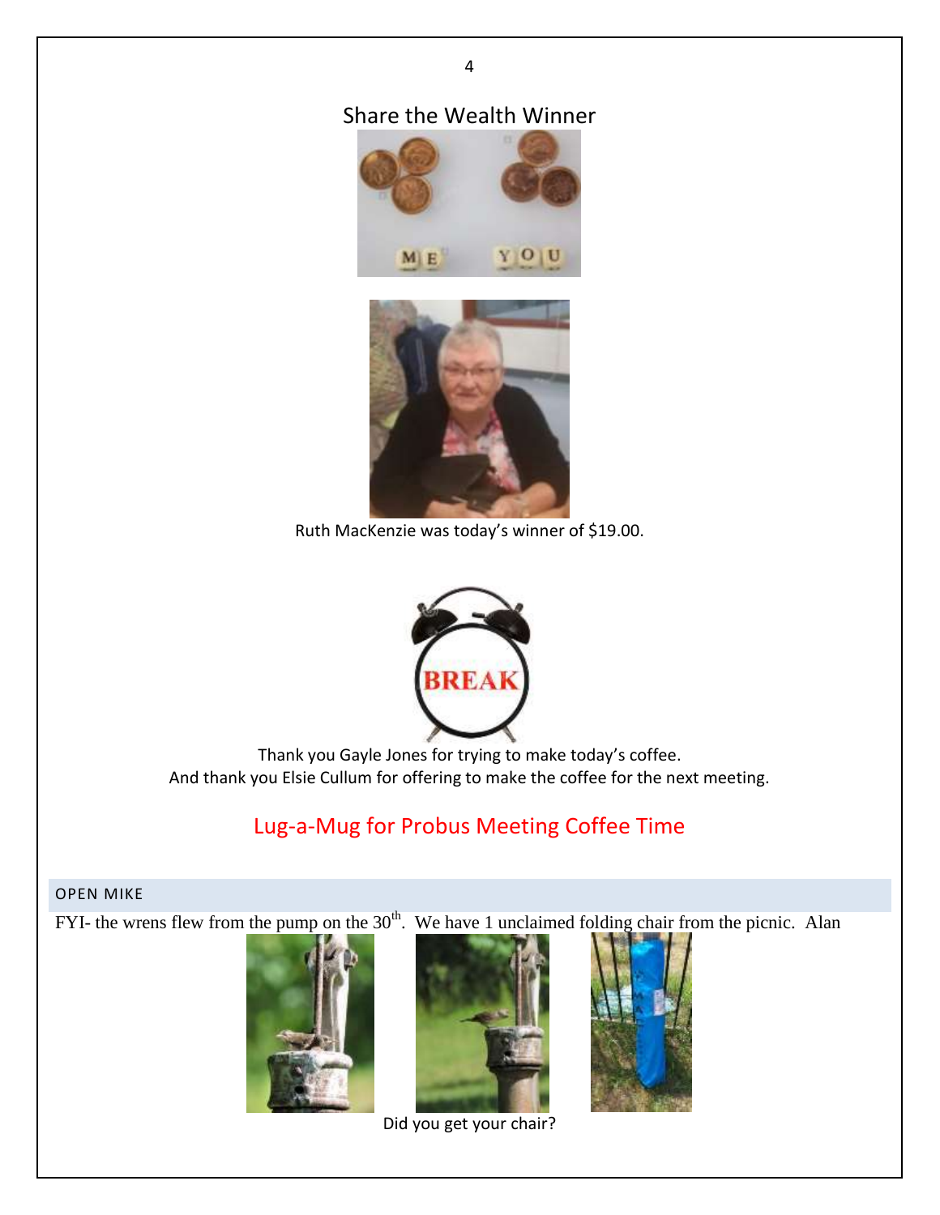## Share the Wealth Winner

Ruth MacKenzie was today's winner of $19.00.

Thank you Gayle Jones for trying to make today's coffee.
And thank you Elsie Cullum for offering to make the coffee for the next meeting.

Lug-a-Mug for Probus Meeting Coffee Time

### OPEN MIKE

FYI- the wrens flew from the pump on the 30th. We have 1 unclaimed folding chair from the picnic. Alan

Did you get your chair?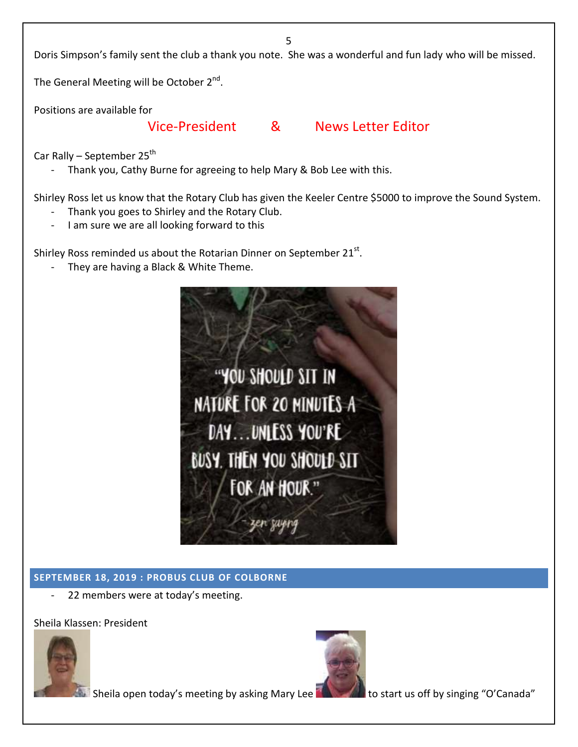Doris Simpson's family sent the club a thank you note. She was a wonderful and fun lady who will be missed.

The General Meeting will be October 2nd.

Positions are available for

Vice-President & News Letter Editor

Car Rally – September 25th

- Thank you, Cathy Burne for agreeing to help Mary & Bob Lee with this.

Shirley Ross let us know that the Rotary Club has given the Keeler Centre $5000 to improve the Sound System.

- Thank you goes to Shirley and the Rotary Club.
- I am sure we are all looking forward to this

Shirley Ross reminded us about the Rotarian Dinner on September 21st.

- They are having a Black & White Theme.

"YOU SHOULD SIT IN NATURE FOR 20 MINUTES A DAY…UNLESS YOU'RE BUSY. THEN YOU SHOULD SIT FOR AN HOUR."

– zen saying

## SEPTEMBER 18, 2019 : PROBUS CLUB OF COLBORNE

- 22 members were at today's meeting.

Sheila Klassen: President

Sheila open today's meeting by asking Mary Lee to start us off by singing "O'Canada"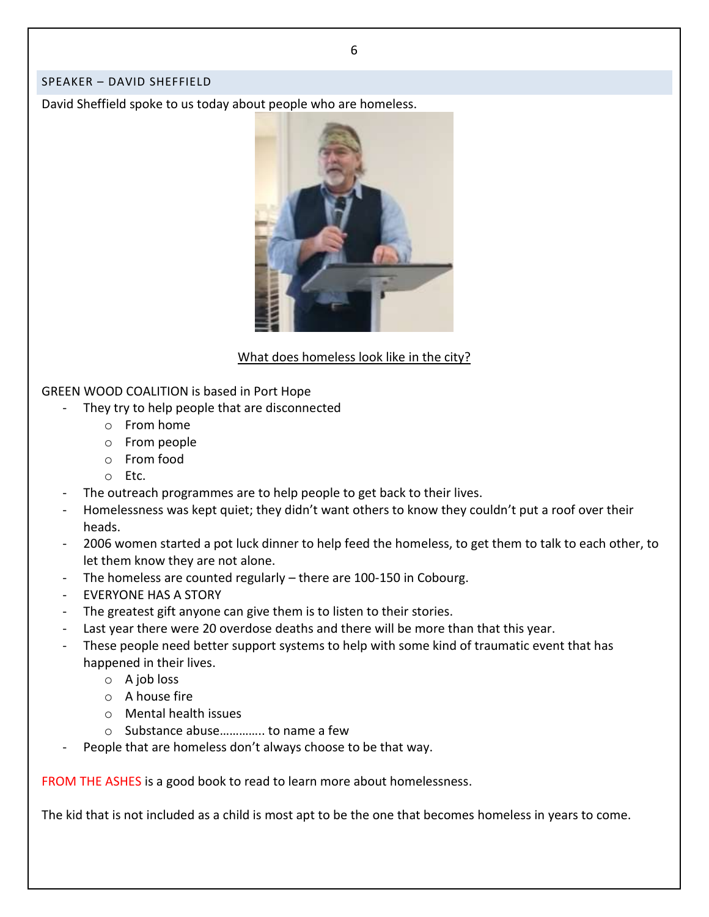## SPEAKER – DAVID SHEFFIELD

David Sheffield spoke to us today about people who are homeless.

<u>What does homeless look like in the city?</u>

GREEN WOOD COALITION is based in Port Hope

- They try to help people that are disconnected
  - From home
  - From people
  - From food
  - Etc.
- The outreach programmes are to help people to get back to their lives.
- Homelessness was kept quiet; they didn't want others to know they couldn't put a roof over their heads.
- 2006 women started a pot luck dinner to help feed the homeless, to get them to talk to each other, to let them know they are not alone.
- The homeless are counted regularly – there are 100-150 in Cobourg.
- EVERYONE HAS A STORY
- The greatest gift anyone can give them is to listen to their stories.
- Last year there were 20 overdose deaths and there will be more than that this year.
- These people need better support systems to help with some kind of traumatic event that has happened in their lives.
  - A job loss
  - A house fire
  - Mental health issues
  - Substance abuse…………. to name a few
- People that are homeless don't always choose to be that way.

FROM THE ASHES is a good book to read to learn more about homelessness.

The kid that is not included as a child is most apt to be the one that becomes homeless in years to come.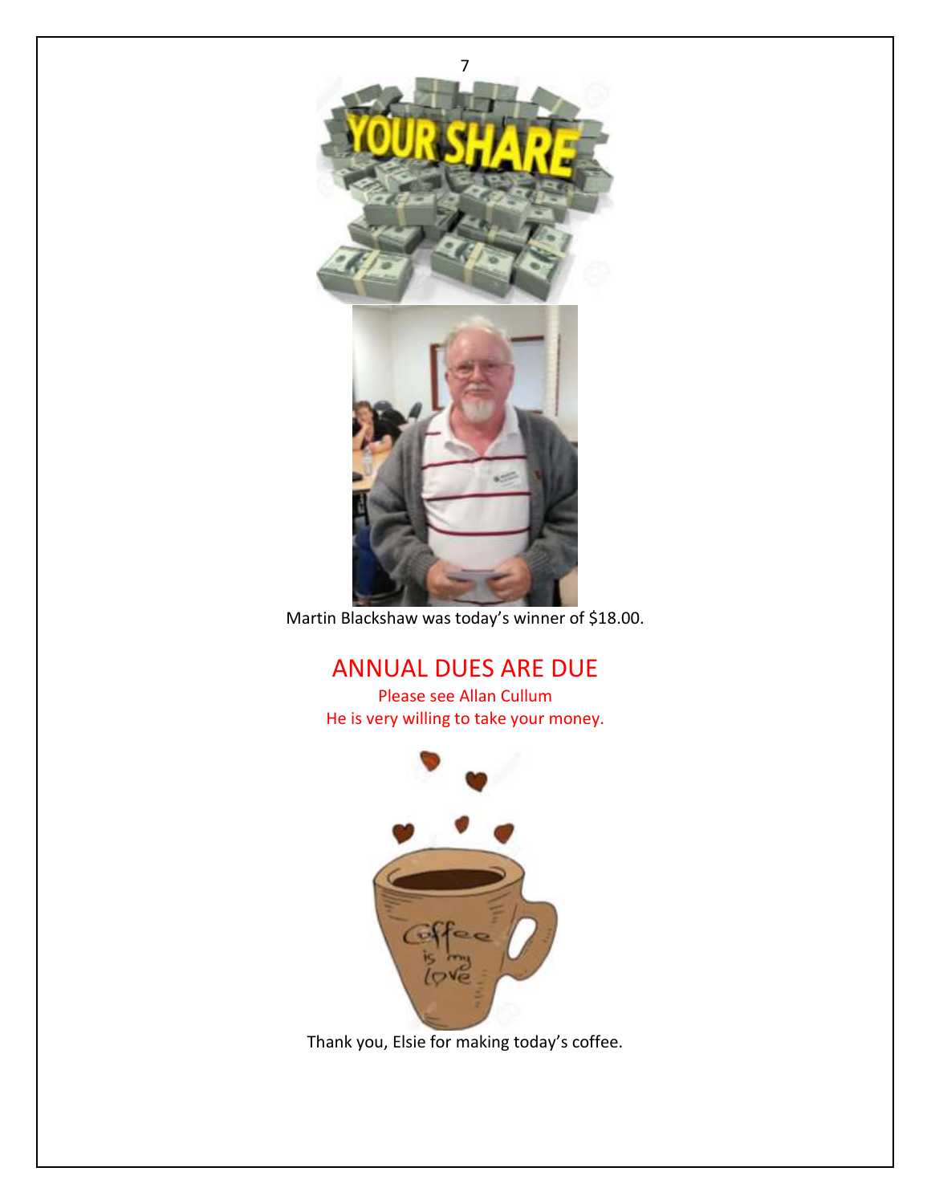Martin Blackshaw was today's winner of $18.00.

## ANNUAL DUES ARE DUE

Please see Allan Cullum
He is very willing to take your money.

Thank you, Elsie for making today's coffee.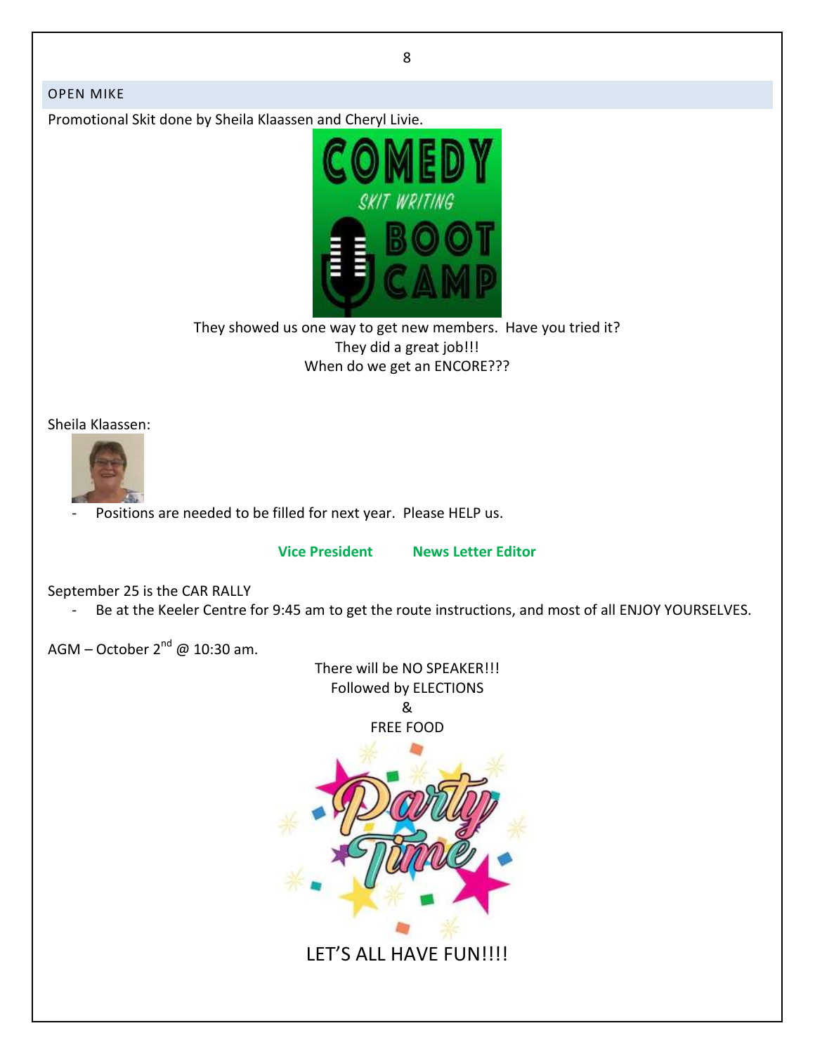## OPEN MIKE

Promotional Skit done by Sheila Klaassen and Cheryl Livie.

They showed us one way to get new members. Have you tried it?
They did a great job!!!
When do we get an ENCORE???

Sheila Klaassen:

- Positions are needed to be filled for next year. Please HELP us.

**Vice President** **News Letter Editor**

September 25 is the CAR RALLY

- Be at the Keeler Centre for 9:45 am to get the route instructions, and most of all ENJOY YOURSELVES.

AGM – October 2nd @ 10:30 am.

There will be NO SPEAKER!!!
Followed by ELECTIONS
&
FREE FOOD

LET'S ALL HAVE FUN!!!!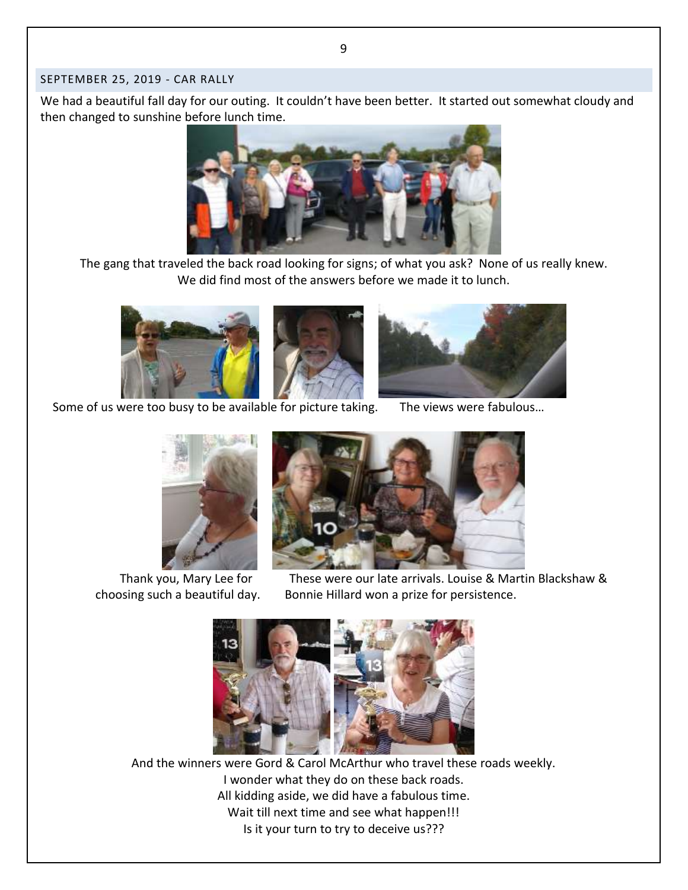## SEPTEMBER 25, 2019 - CAR RALLY

We had a beautiful fall day for our outing. It couldn't have been better. It started out somewhat cloudy and then changed to sunshine before lunch time.

The gang that traveled the back road looking for signs; of what you ask? None of us really knew. We did find most of the answers before we made it to lunch.

Some of us were too busy to be available for picture taking.

The views were fabulous…

Thank you, Mary Lee for choosing such a beautiful day.

These were our late arrivals. Louise & Martin Blackshaw & Bonnie Hillard won a prize for persistence.

And the winners were Gord & Carol McArthur who travel these roads weekly.
I wonder what they do on these back roads.
All kidding aside, we did have a fabulous time.
Wait till next time and see what happen!!!
Is it your turn to try to deceive us???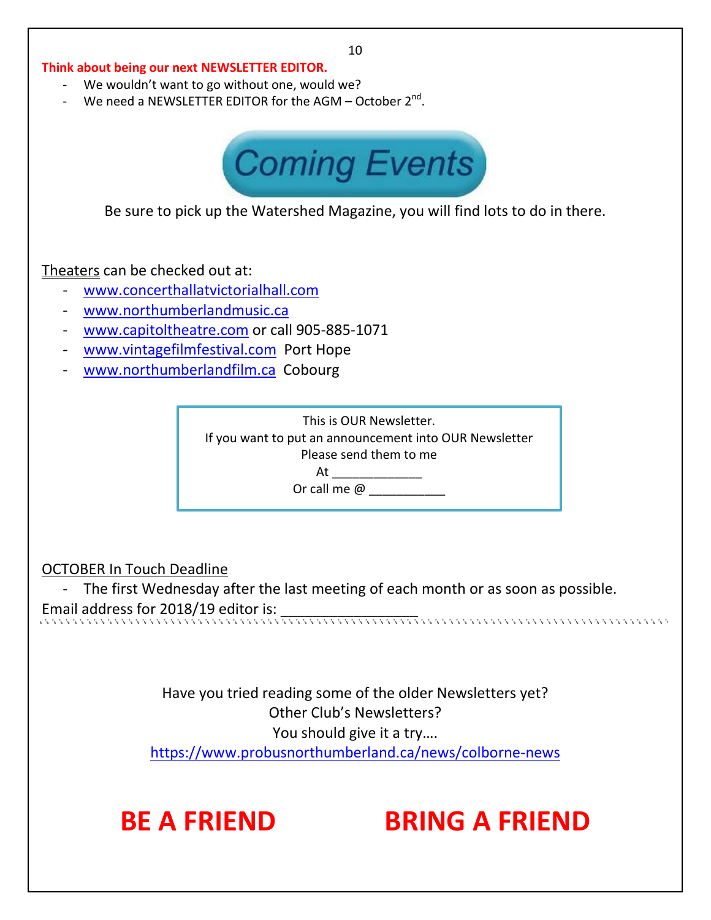**Think about being our next NEWSLETTER EDITOR.**

- We wouldn't want to go without one, would we?
- We need a NEWSLETTER EDITOR for the AGM – October 2nd.

## Coming Events

Be sure to pick up the Watershed Magazine, you will find lots to do in there.

Theaters can be checked out at:

- www.concerthallatvictorialhall.com
- www.northumberlandmusic.ca
- www.capitoltheatre.com or call 905-885-1071
- www.vintagefilmfestival.com Port Hope
- www.northumberlandfilm.ca Cobourg

> This is OUR Newsletter.
> If you want to put an announcement into OUR Newsletter
> Please send them to me
> At _____________
> Or call me @ ___________

OCTOBER In Touch Deadline

- The first Wednesday after the last meeting of each month or as soon as possible.

Email address for 2018/19 editor is: _________________

Have you tried reading some of the older Newsletters yet?
Other Club's Newsletters?
You should give it a try….
https://www.probusnorthumberland.ca/news/colborne-news

**BE A FRIEND** **BRING A FRIEND**